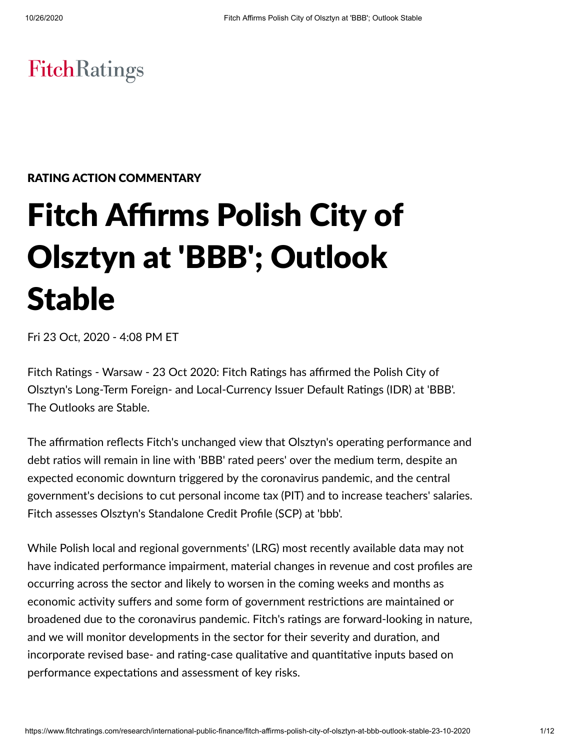FitchRatings

RATING ACTION COMMENTARY

# Fitch Affirms Polish City of Olsztyn at 'BBB'; Outlook Stable

Fri 23 Oct, 2020 - 4:08 PM ET

Fitch Ratings - Warsaw - 23 Oct 2020: Fitch Ratings has affirmed the Polish City of Olsztyn's Long-Term Foreign- and Local-Currency Issuer Default Ratings (IDR) at 'BBB'. The Outlooks are Stable.

The affirmation reflects Fitch's unchanged view that Olsztyn's operating performance and debt ratios will remain in line with 'BBB' rated peers' over the medium term, despite an expected economic downturn triggered by the coronavirus pandemic, and the central government's decisions to cut personal income tax (PIT) and to increase teachers' salaries. Fitch assesses Olsztyn's Standalone Credit Profile (SCP) at 'bbb'.

While Polish local and regional governments' (LRG) most recently available data may not have indicated performance impairment, material changes in revenue and cost profiles are occurring across the sector and likely to worsen in the coming weeks and months as economic activity suffers and some form of government restrictions are maintained or broadened due to the coronavirus pandemic. Fitch's ratings are forward-looking in nature, and we will monitor developments in the sector for their severity and duration, and incorporate revised base- and rating-case qualitative and quantitative inputs based on performance expectations and assessment of key risks.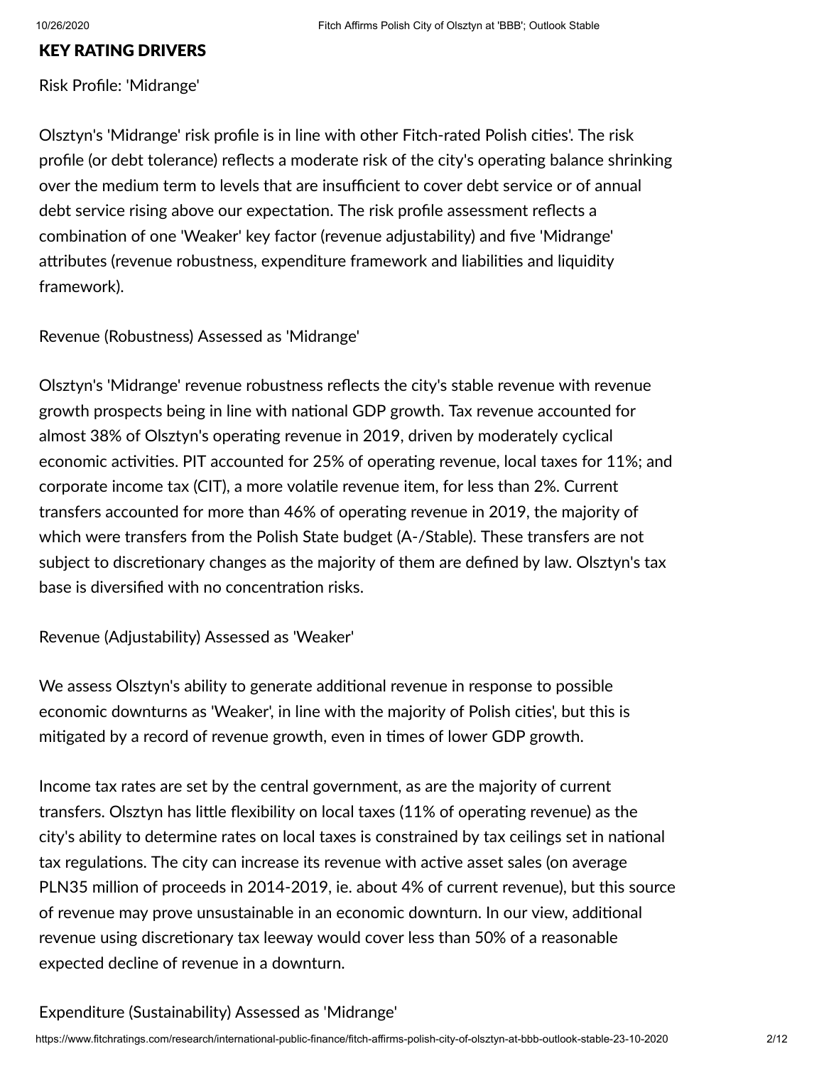## KEY RATING DRIVERS

Risk Profile: 'Midrange'

Olsztyn's 'Midrange' risk profile is in line with other Fitch-rated Polish cities'. The risk profile (or debt tolerance) reflects a moderate risk of the city's operating balance shrinking over the medium term to levels that are insufficient to cover debt service or of annual debt service rising above our expectation. The risk profile assessment reflects a combination of one 'Weaker' key factor (revenue adjustability) and five 'Midrange' attributes (revenue robustness, expenditure framework and liabilities and liquidity framework).

Revenue (Robustness) Assessed as 'Midrange'

Olsztyn's 'Midrange' revenue robustness reflects the city's stable revenue with revenue growth prospects being in line with national GDP growth. Tax revenue accounted for almost 38% of Olsztyn's operating revenue in 2019, driven by moderately cyclical economic activities. PIT accounted for 25% of operating revenue, local taxes for 11%; and corporate income tax (CIT), a more volatile revenue item, for less than 2%. Current transfers accounted for more than 46% of operating revenue in 2019, the majority of which were transfers from the Polish State budget (A-/Stable). These transfers are not subject to discretionary changes as the majority of them are defined by law. Olsztyn's tax base is diversified with no concentration risks.

Revenue (Adjustability) Assessed as 'Weaker'

We assess Olsztyn's ability to generate additional revenue in response to possible economic downturns as 'Weaker', in line with the majority of Polish cities', but this is mitigated by a record of revenue growth, even in times of lower GDP growth.

Income tax rates are set by the central government, as are the majority of current transfers. Olsztyn has little flexibility on local taxes (11% of operating revenue) as the city's ability to determine rates on local taxes is constrained by tax ceilings set in national tax regulations. The city can increase its revenue with active asset sales (on average PLN35 million of proceeds in 2014-2019, ie. about 4% of current revenue), but this source of revenue may prove unsustainable in an economic downturn. In our view, additional revenue using discretionary tax leeway would cover less than 50% of a reasonable expected decline of revenue in a downturn.

Expenditure (Sustainability) Assessed as 'Midrange'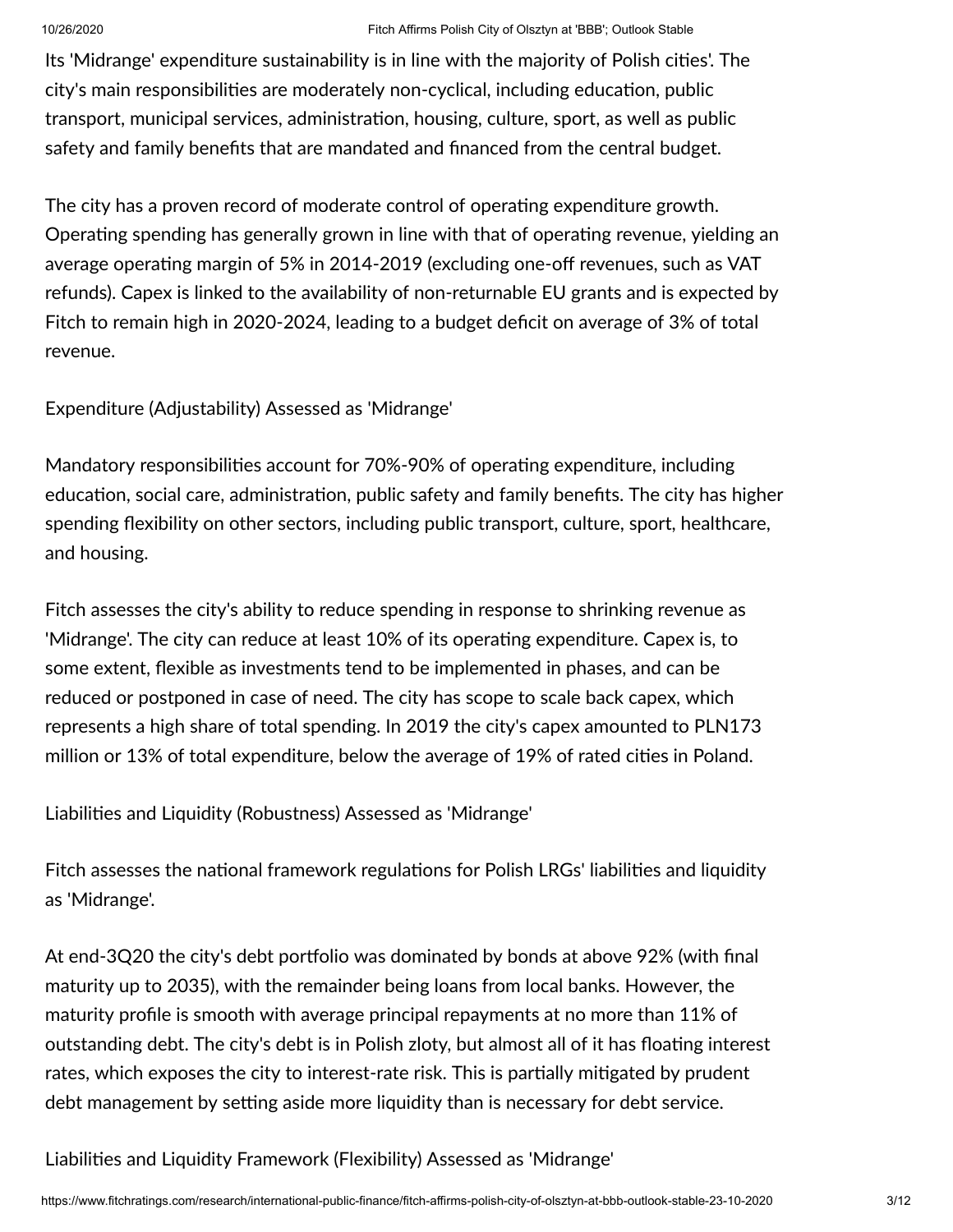Its 'Midrange' expenditure sustainability is in line with the majority of Polish cities'. The city's main responsibilities are moderately non-cyclical, including education, public transport, municipal services, administration, housing, culture, sport, as well as public safety and family benefits that are mandated and financed from the central budget.

The city has a proven record of moderate control of operating expenditure growth. Operating spending has generally grown in line with that of operating revenue, yielding an average operating margin of 5% in 2014-2019 (excluding one-off revenues, such as VAT refunds). Capex is linked to the availability of non-returnable EU grants and is expected by Fitch to remain high in 2020-2024, leading to a budget deficit on average of 3% of total revenue.

Expenditure (Adjustability) Assessed as 'Midrange'

Mandatory responsibilities account for 70%-90% of operating expenditure, including education, social care, administration, public safety and family benefits. The city has higher spending flexibility on other sectors, including public transport, culture, sport, healthcare, and housing.

Fitch assesses the city's ability to reduce spending in response to shrinking revenue as 'Midrange'. The city can reduce at least 10% of its operating expenditure. Capex is, to some extent, flexible as investments tend to be implemented in phases, and can be reduced or postponed in case of need. The city has scope to scale back capex, which represents a high share of total spending. In 2019 the city's capex amounted to PLN173 million or 13% of total expenditure, below the average of 19% of rated cities in Poland.

Liabilities and Liquidity (Robustness) Assessed as 'Midrange'

Fitch assesses the national framework regulations for Polish LRGs' liabilities and liquidity as 'Midrange'.

At end-3Q20 the city's debt portfolio was dominated by bonds at above 92% (with final maturity up to 2035), with the remainder being loans from local banks. However, the maturity profile is smooth with average principal repayments at no more than 11% of outstanding debt. The city's debt is in Polish zloty, but almost all of it has floating interest rates, which exposes the city to interest-rate risk. This is partially mitigated by prudent debt management by setting aside more liquidity than is necessary for debt service.

Liabilities and Liquidity Framework (Flexibility) Assessed as 'Midrange'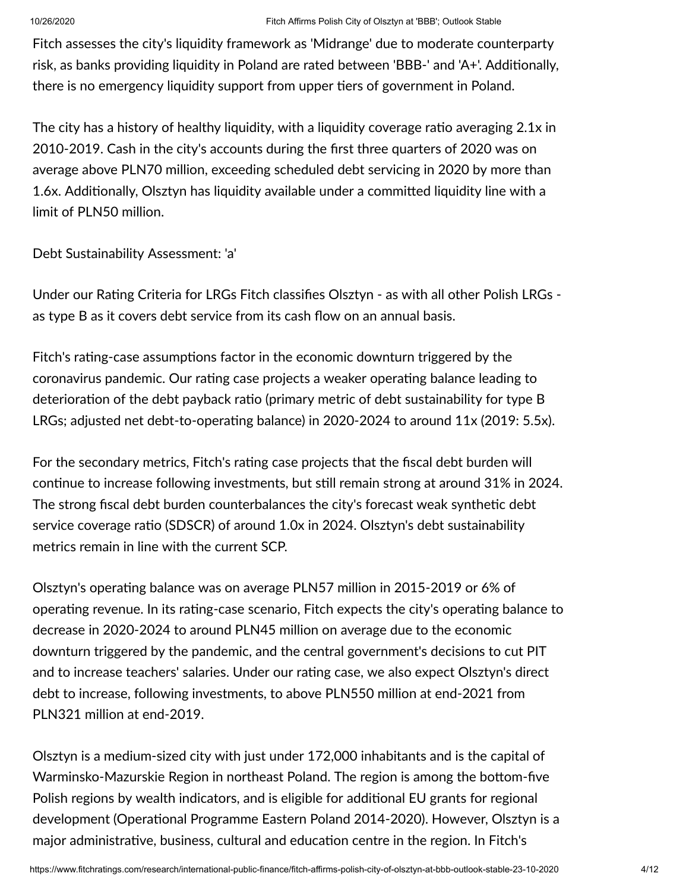Fitch assesses the city's liquidity framework as 'Midrange' due to moderate counterparty risk, as banks providing liquidity in Poland are rated between 'BBB-' and 'A+'. Additionally, there is no emergency liquidity support from upper tiers of government in Poland.

The city has a history of healthy liquidity, with a liquidity coverage ratio averaging 2.1x in 2010-2019. Cash in the city's accounts during the first three quarters of 2020 was on average above PLN70 million, exceeding scheduled debt servicing in 2020 by more than 1.6x. Additionally, Olsztyn has liquidity available under a committed liquidity line with a limit of PLN50 million.

Debt Sustainability Assessment: 'a'

Under our Rating Criteria for LRGs Fitch classifies Olsztyn - as with all other Polish LRGs - as type B as it covers debt service from its cash flow on an annual basis.

Fitch's rating-case assumptions factor in the economic downturn triggered by the coronavirus pandemic. Our rating case projects a weaker operating balance leading to deterioration of the debt payback ratio (primary metric of debt sustainability for type B LRGs; adjusted net debt-to-operating balance) in 2020-2024 to around 11x (2019: 5.5x).

For the secondary metrics, Fitch's rating case projects that the fiscal debt burden will continue to increase following investments, but still remain strong at around 31% in 2024. The strong fiscal debt burden counterbalances the city's forecast weak synthetic debt service coverage ratio (SDSCR) of around 1.0x in 2024. Olsztyn's debt sustainability metrics remain in line with the current SCP.

Olsztyn's operating balance was on average PLN57 million in 2015-2019 or 6% of operating revenue. In its rating-case scenario, Fitch expects the city's operating balance to decrease in 2020-2024 to around PLN45 million on average due to the economic downturn triggered by the pandemic, and the central government's decisions to cut PIT and to increase teachers' salaries. Under our rating case, we also expect Olsztyn's direct debt to increase, following investments, to above PLN550 million at end-2021 from PLN321 million at end-2019.

Olsztyn is a medium-sized city with just under 172,000 inhabitants and is the capital of Warminsko-Mazurskie Region in northeast Poland. The region is among the bottom-five Polish regions by wealth indicators, and is eligible for additional EU grants for regional development (Operational Programme Eastern Poland 2014-2020). However, Olsztyn is a major administrative, business, cultural and education centre in the region. In Fitch's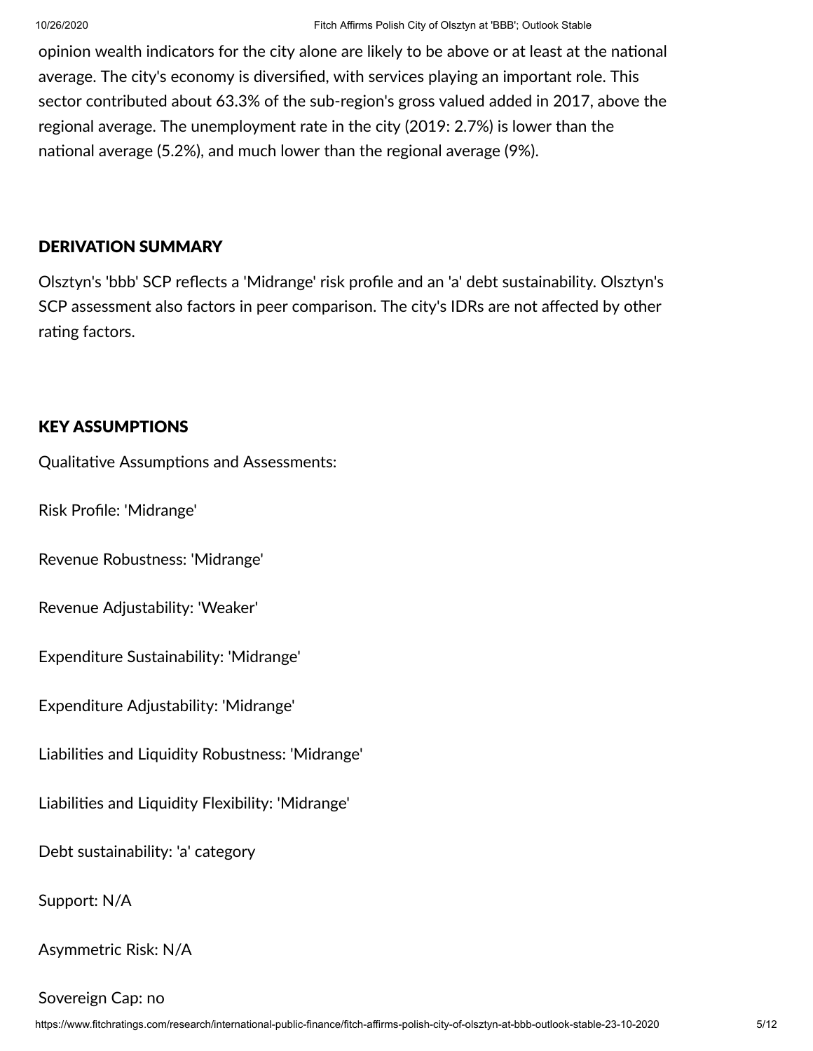opinion wealth indicators for the city alone are likely to be above or at least at the national average. The city's economy is diversified, with services playing an important role. This sector contributed about 63.3% of the sub-region's gross valued added in 2017, above the regional average. The unemployment rate in the city (2019: 2.7%) is lower than the national average (5.2%), and much lower than the regional average (9%).

## DERIVATION SUMMARY

Olsztyn's 'bbb' SCP reflects a 'Midrange' risk profile and an 'a' debt sustainability. Olsztyn's SCP assessment also factors in peer comparison. The city's IDRs are not affected by other rating factors.

## KEY ASSUMPTIONS

Qualitative Assumptions and Assessments:

Risk Profile: 'Midrange'

Revenue Robustness: 'Midrange'

Revenue Adjustability: 'Weaker'

Expenditure Sustainability: 'Midrange'

Expenditure Adjustability: 'Midrange'

Liabilities and Liquidity Robustness: 'Midrange'

Liabilities and Liquidity Flexibility: 'Midrange'

Debt sustainability: 'a' category

Support: N/A

Asymmetric Risk: N/A

Sovereign Cap: no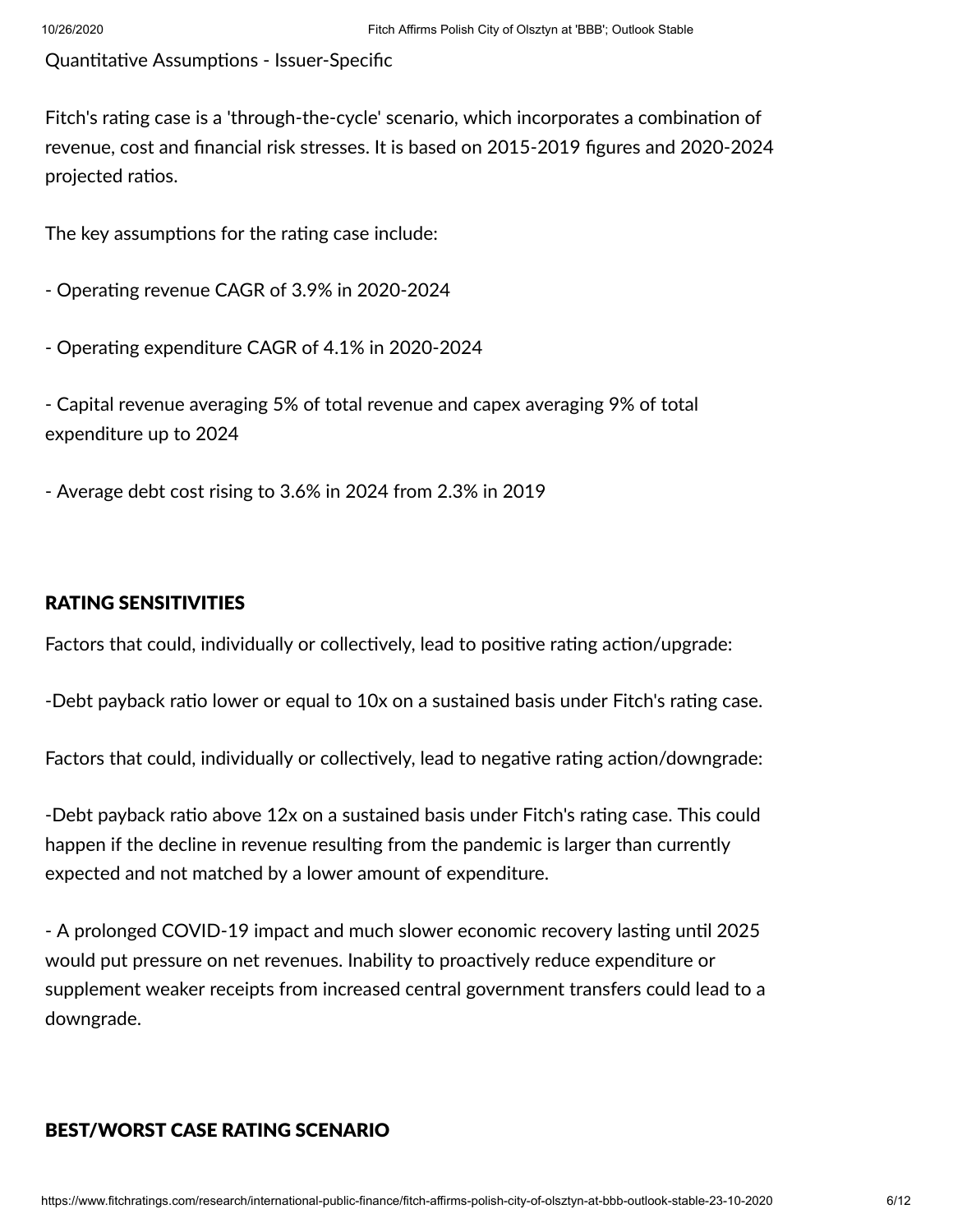Quantitative Assumptions - Issuer-Specific

Fitch's rating case is a 'through-the-cycle' scenario, which incorporates a combination of revenue, cost and financial risk stresses. It is based on 2015-2019 figures and 2020-2024 projected ratios.

The key assumptions for the rating case include:

- Operating revenue CAGR of 3.9% in 2020-2024

- Operating expenditure CAGR of 4.1% in 2020-2024

- Capital revenue averaging 5% of total revenue and capex averaging 9% of total expenditure up to 2024

- Average debt cost rising to 3.6% in 2024 from 2.3% in 2019

## RATING SENSITIVITIES

Factors that could, individually or collectively, lead to positive rating action/upgrade:

-Debt payback ratio lower or equal to 10x on a sustained basis under Fitch's rating case.

Factors that could, individually or collectively, lead to negative rating action/downgrade:

-Debt payback ratio above 12x on a sustained basis under Fitch's rating case. This could happen if the decline in revenue resulting from the pandemic is larger than currently expected and not matched by a lower amount of expenditure.

- A prolonged COVID-19 impact and much slower economic recovery lasting until 2025 would put pressure on net revenues. Inability to proactively reduce expenditure or supplement weaker receipts from increased central government transfers could lead to a downgrade.

## BEST/WORST CASE RATING SCENARIO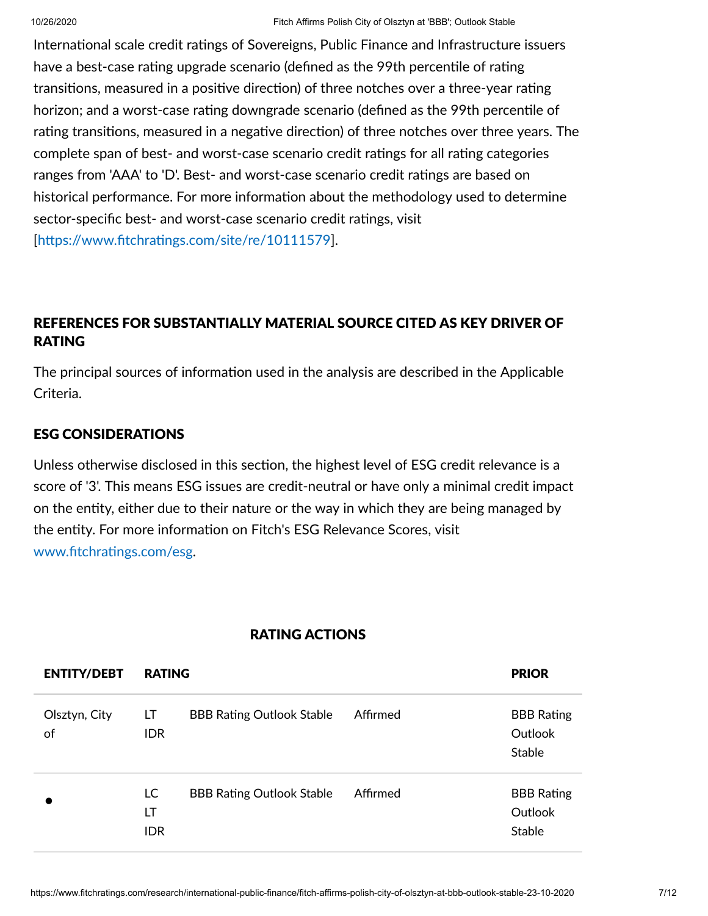International scale credit ratings of Sovereigns, Public Finance and Infrastructure issuers have a best-case rating upgrade scenario (defined as the 99th percentile of rating transitions, measured in a positive direction) of three notches over a three-year rating horizon; and a worst-case rating downgrade scenario (defined as the 99th percentile of rating transitions, measured in a negative direction) of three notches over three years. The complete span of best- and worst-case scenario credit ratings for all rating categories ranges from 'AAA' to 'D'. Best- and worst-case scenario credit ratings are based on historical performance. For more information about the methodology used to determine sector-specific best- and worst-case scenario credit ratings, visit [https://www.fitchratings.com/site/re/10111579].

## REFERENCES FOR SUBSTANTIALLY MATERIAL SOURCE CITED AS KEY DRIVER OF RATING

The principal sources of information used in the analysis are described in the Applicable Criteria.

## ESG CONSIDERATIONS

Unless otherwise disclosed in this section, the highest level of ESG credit relevance is a score of '3'. This means ESG issues are credit-neutral or have only a minimal credit impact on the entity, either due to their nature or the way in which they are being managed by the entity. For more information on Fitch's ESG Relevance Scores, visit www.fitchratings.com/esg.

## RATING ACTIONS

| ENTITY/DEBT | RATING | | | PRIOR |
|---|---|---|---|---|
| Olsztyn, City of | LT IDR | BBB Rating Outlook Stable | Affirmed | BBB Rating Outlook Stable |
| • | LC LT IDR | BBB Rating Outlook Stable | Affirmed | BBB Rating Outlook Stable |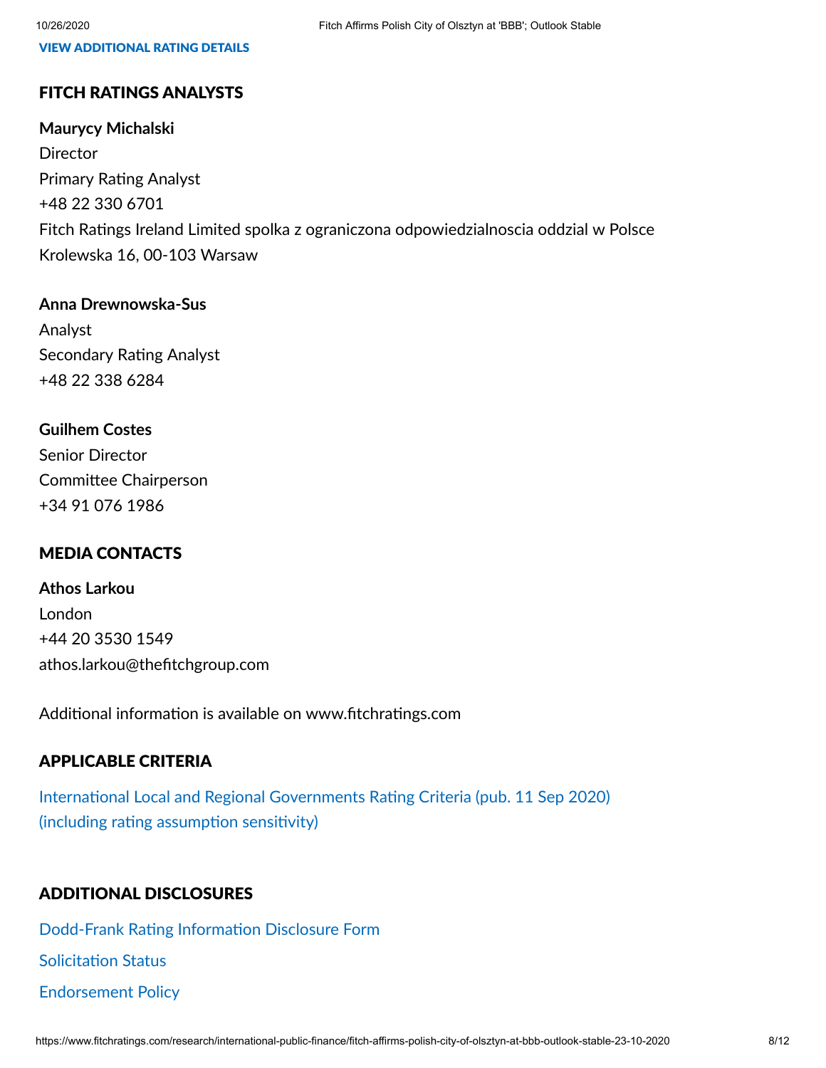VIEW ADDITIONAL RATING DETAILS

## FITCH RATINGS ANALYSTS

**Maurycy Michalski**
Director
Primary Rating Analyst
+48 22 330 6701
Fitch Ratings Ireland Limited spolka z ograniczona odpowiedzialnoscia oddzial w Polsce
Krolewska 16, 00-103 Warsaw

**Anna Drewnowska-Sus**
Analyst
Secondary Rating Analyst
+48 22 338 6284

**Guilhem Costes**
Senior Director
Committee Chairperson
+34 91 076 1986

## MEDIA CONTACTS

**Athos Larkou**
London
+44 20 3530 1549
athos.larkou@thefitchgroup.com

Additional information is available on www.fitchratings.com

## APPLICABLE CRITERIA

International Local and Regional Governments Rating Criteria (pub. 11 Sep 2020) (including rating assumption sensitivity)

## ADDITIONAL DISCLOSURES

Dodd-Frank Rating Information Disclosure Form

Solicitation Status

Endorsement Policy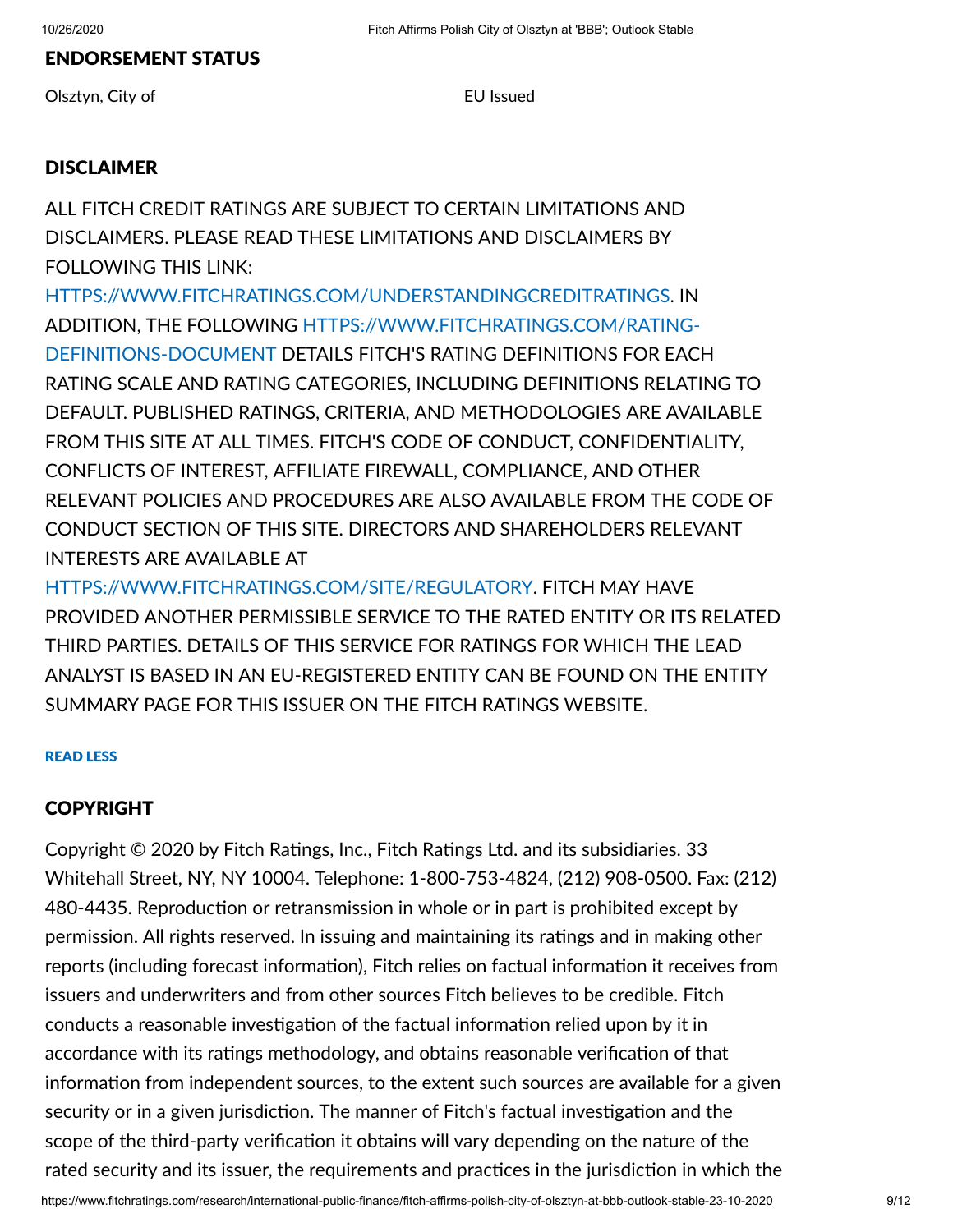## ENDORSEMENT STATUS

| | |
|---|---|
| Olsztyn, City of | EU Issued |

## DISCLAIMER

ALL FITCH CREDIT RATINGS ARE SUBJECT TO CERTAIN LIMITATIONS AND DISCLAIMERS. PLEASE READ THESE LIMITATIONS AND DISCLAIMERS BY FOLLOWING THIS LINK: HTTPS://WWW.FITCHRATINGS.COM/UNDERSTANDINGCREDITRATINGS. IN ADDITION, THE FOLLOWING HTTPS://WWW.FITCHRATINGS.COM/RATING-DEFINITIONS-DOCUMENT DETAILS FITCH'S RATING DEFINITIONS FOR EACH RATING SCALE AND RATING CATEGORIES, INCLUDING DEFINITIONS RELATING TO DEFAULT. PUBLISHED RATINGS, CRITERIA, AND METHODOLOGIES ARE AVAILABLE FROM THIS SITE AT ALL TIMES. FITCH'S CODE OF CONDUCT, CONFIDENTIALITY, CONFLICTS OF INTEREST, AFFILIATE FIREWALL, COMPLIANCE, AND OTHER RELEVANT POLICIES AND PROCEDURES ARE ALSO AVAILABLE FROM THE CODE OF CONDUCT SECTION OF THIS SITE. DIRECTORS AND SHAREHOLDERS RELEVANT INTERESTS ARE AVAILABLE AT HTTPS://WWW.FITCHRATINGS.COM/SITE/REGULATORY. FITCH MAY HAVE PROVIDED ANOTHER PERMISSIBLE SERVICE TO THE RATED ENTITY OR ITS RELATED THIRD PARTIES. DETAILS OF THIS SERVICE FOR RATINGS FOR WHICH THE LEAD ANALYST IS BASED IN AN EU-REGISTERED ENTITY CAN BE FOUND ON THE ENTITY SUMMARY PAGE FOR THIS ISSUER ON THE FITCH RATINGS WEBSITE.

READ LESS

## COPYRIGHT

Copyright © 2020 by Fitch Ratings, Inc., Fitch Ratings Ltd. and its subsidiaries. 33 Whitehall Street, NY, NY 10004. Telephone: 1-800-753-4824, (212) 908-0500. Fax: (212) 480-4435. Reproduction or retransmission in whole or in part is prohibited except by permission. All rights reserved. In issuing and maintaining its ratings and in making other reports (including forecast information), Fitch relies on factual information it receives from issuers and underwriters and from other sources Fitch believes to be credible. Fitch conducts a reasonable investigation of the factual information relied upon by it in accordance with its ratings methodology, and obtains reasonable verification of that information from independent sources, to the extent such sources are available for a given security or in a given jurisdiction. The manner of Fitch's factual investigation and the scope of the third-party verification it obtains will vary depending on the nature of the rated security and its issuer, the requirements and practices in the jurisdiction in which the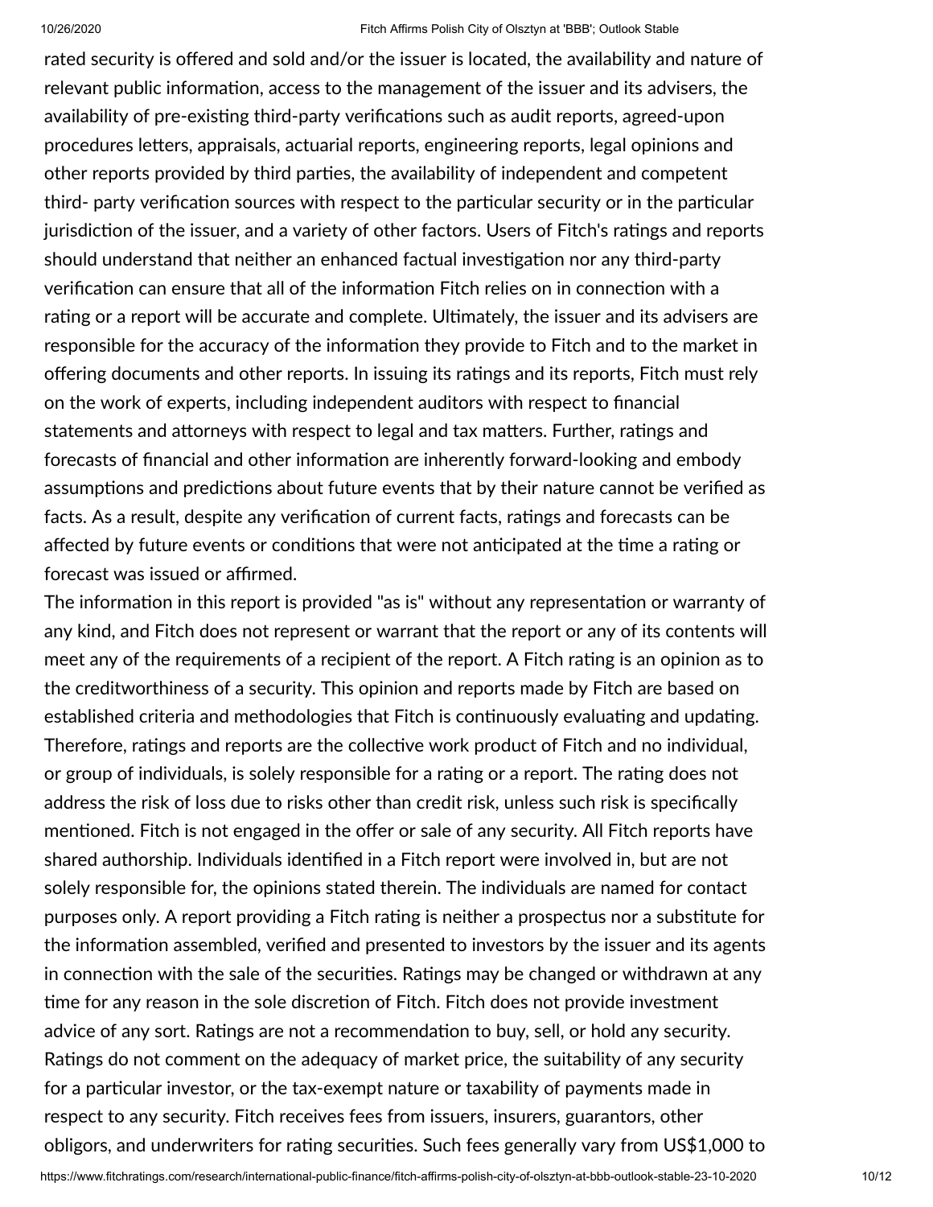rated security is offered and sold and/or the issuer is located, the availability and nature of relevant public information, access to the management of the issuer and its advisers, the availability of pre-existing third-party verifications such as audit reports, agreed-upon procedures letters, appraisals, actuarial reports, engineering reports, legal opinions and other reports provided by third parties, the availability of independent and competent third- party verification sources with respect to the particular security or in the particular jurisdiction of the issuer, and a variety of other factors. Users of Fitch's ratings and reports should understand that neither an enhanced factual investigation nor any third-party verification can ensure that all of the information Fitch relies on in connection with a rating or a report will be accurate and complete. Ultimately, the issuer and its advisers are responsible for the accuracy of the information they provide to Fitch and to the market in offering documents and other reports. In issuing its ratings and its reports, Fitch must rely on the work of experts, including independent auditors with respect to financial statements and attorneys with respect to legal and tax matters. Further, ratings and forecasts of financial and other information are inherently forward-looking and embody assumptions and predictions about future events that by their nature cannot be verified as facts. As a result, despite any verification of current facts, ratings and forecasts can be affected by future events or conditions that were not anticipated at the time a rating or forecast was issued or affirmed.

The information in this report is provided "as is" without any representation or warranty of any kind, and Fitch does not represent or warrant that the report or any of its contents will meet any of the requirements of a recipient of the report. A Fitch rating is an opinion as to the creditworthiness of a security. This opinion and reports made by Fitch are based on established criteria and methodologies that Fitch is continuously evaluating and updating. Therefore, ratings and reports are the collective work product of Fitch and no individual, or group of individuals, is solely responsible for a rating or a report. The rating does not address the risk of loss due to risks other than credit risk, unless such risk is specifically mentioned. Fitch is not engaged in the offer or sale of any security. All Fitch reports have shared authorship. Individuals identified in a Fitch report were involved in, but are not solely responsible for, the opinions stated therein. The individuals are named for contact purposes only. A report providing a Fitch rating is neither a prospectus nor a substitute for the information assembled, verified and presented to investors by the issuer and its agents in connection with the sale of the securities. Ratings may be changed or withdrawn at any time for any reason in the sole discretion of Fitch. Fitch does not provide investment advice of any sort. Ratings are not a recommendation to buy, sell, or hold any security. Ratings do not comment on the adequacy of market price, the suitability of any security for a particular investor, or the tax-exempt nature or taxability of payments made in respect to any security. Fitch receives fees from issuers, insurers, guarantors, other obligors, and underwriters for rating securities. Such fees generally vary from US$1,000 to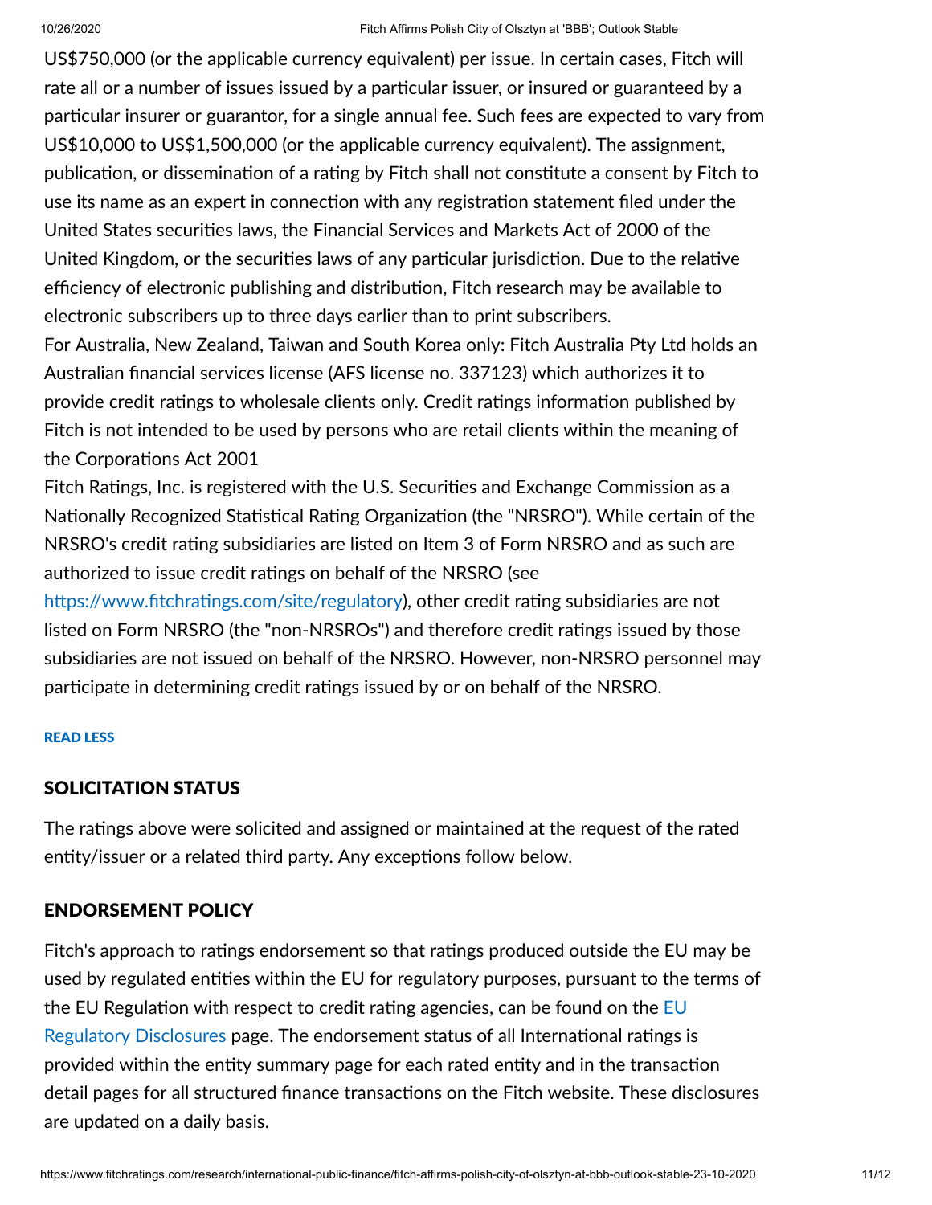US$750,000 (or the applicable currency equivalent) per issue. In certain cases, Fitch will rate all or a number of issues issued by a particular issuer, or insured or guaranteed by a particular insurer or guarantor, for a single annual fee. Such fees are expected to vary from US$10,000 to US$1,500,000 (or the applicable currency equivalent). The assignment, publication, or dissemination of a rating by Fitch shall not constitute a consent by Fitch to use its name as an expert in connection with any registration statement filed under the United States securities laws, the Financial Services and Markets Act of 2000 of the United Kingdom, or the securities laws of any particular jurisdiction. Due to the relative efficiency of electronic publishing and distribution, Fitch research may be available to electronic subscribers up to three days earlier than to print subscribers.
For Australia, New Zealand, Taiwan and South Korea only: Fitch Australia Pty Ltd holds an Australian financial services license (AFS license no. 337123) which authorizes it to provide credit ratings to wholesale clients only. Credit ratings information published by Fitch is not intended to be used by persons who are retail clients within the meaning of the Corporations Act 2001
Fitch Ratings, Inc. is registered with the U.S. Securities and Exchange Commission as a Nationally Recognized Statistical Rating Organization (the "NRSRO"). While certain of the NRSRO's credit rating subsidiaries are listed on Item 3 of Form NRSRO and as such are authorized to issue credit ratings on behalf of the NRSRO (see https://www.fitchratings.com/site/regulatory), other credit rating subsidiaries are not listed on Form NRSRO (the "non-NRSROs") and therefore credit ratings issued by those subsidiaries are not issued on behalf of the NRSRO. However, non-NRSRO personnel may participate in determining credit ratings issued by or on behalf of the NRSRO.

READ LESS

## SOLICITATION STATUS

The ratings above were solicited and assigned or maintained at the request of the rated entity/issuer or a related third party. Any exceptions follow below.

## ENDORSEMENT POLICY

Fitch's approach to ratings endorsement so that ratings produced outside the EU may be used by regulated entities within the EU for regulatory purposes, pursuant to the terms of the EU Regulation with respect to credit rating agencies, can be found on the EU Regulatory Disclosures page. The endorsement status of all International ratings is provided within the entity summary page for each rated entity and in the transaction detail pages for all structured finance transactions on the Fitch website. These disclosures are updated on a daily basis.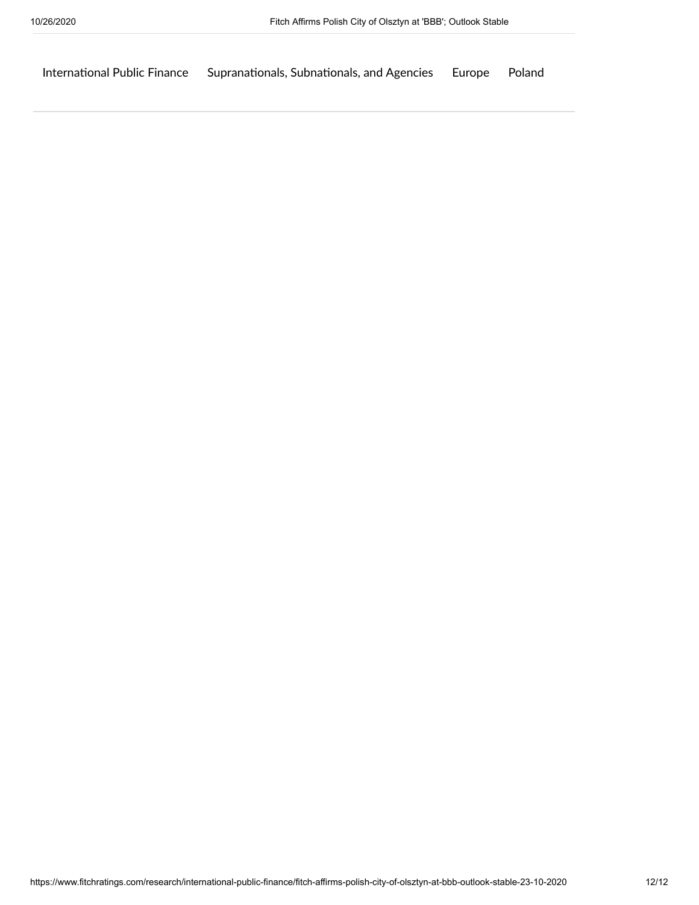International Public Finance    Supranationals, Subnationals, and Agencies    Europe    Poland